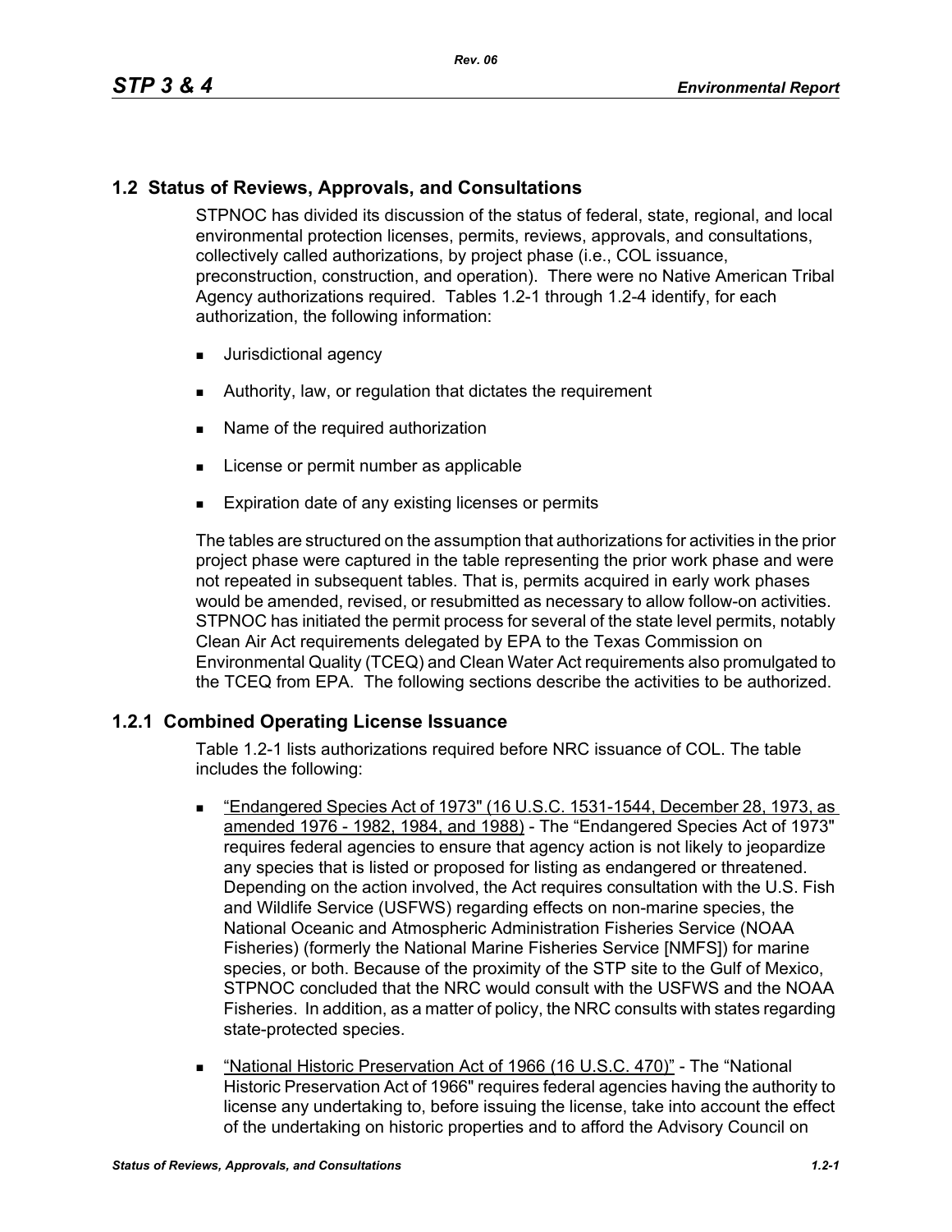## 1.2 Status of Reviews, Approvals, and Consultations

STPNOC has divided its discussion of the status of federal, state, regional, and local environmental protection licenses, permits, reviews, approvals, and consultations, collectively called authorizations, by project phase (i.e., COL issuance, preconstruction, construction, and operation). There were no Native American Tribal Agency authorizations required. Tables 1.2-1 through 1.2-4 identify, for each authorization, the following information:

- Jurisdictional agency
- Authority, law, or regulation that dictates the requirement
- Name of the required authorization
- License or permit number as applicable
- Expiration date of any existing licenses or permits

The tables are structured on the assumption that authorizations for activities in the prior project phase were captured in the table representing the prior work phase and were not repeated in subsequent tables. That is, permits acquired in early work phases would be amended, revised, or resubmitted as necessary to allow follow-on activities. STPNOC has initiated the permit process for several of the state level permits, notably Clean Air Act requirements delegated by EPA to the Texas Commission on Environmental Quality (TCEQ) and Clean Water Act requirements also promulgated to the TCEQ from EPA. The following sections describe the activities to be authorized.

### 1.2.1 Combined Operating License Issuance

Table 1.2-1 lists authorizations required before NRC issuance of COL. The table includes the following:

- "Endangered Species Act of 1973" (16 U.S.C. 1531-1544, December 28, 1973, as amended 1976 - 1982, 1984, and 1988) - The "Endangered Species Act of 1973" requires federal agencies to ensure that agency action is not likely to jeopardize any species that is listed or proposed for listing as endangered or threatened. Depending on the action involved, the Act requires consultation with the U.S. Fish and Wildlife Service (USFWS) regarding effects on non-marine species, the National Oceanic and Atmospheric Administration Fisheries Service (NOAA Fisheries) (formerly the National Marine Fisheries Service [NMFS]) for marine species, or both. Because of the proximity of the STP site to the Gulf of Mexico, STPNOC concluded that the NRC would consult with the USFWS and the NOAA Fisheries. In addition, as a matter of policy, the NRC consults with states regarding state-protected species.
- "National Historic Preservation Act of 1966 (16 U.S.C. 470)" - The "National Historic Preservation Act of 1966" requires federal agencies having the authority to license any undertaking to, before issuing the license, take into account the effect of the undertaking on historic properties and to afford the Advisory Council on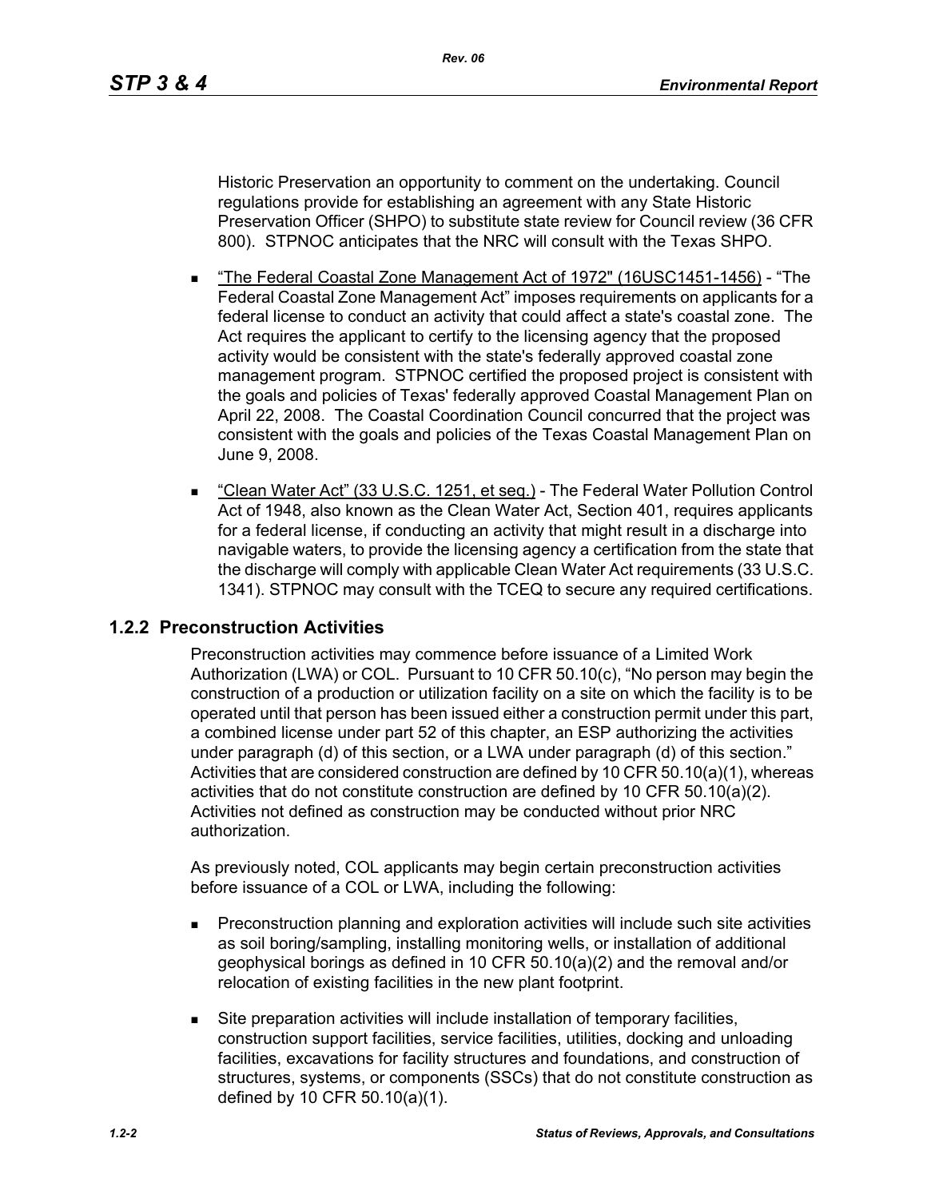Historic Preservation an opportunity to comment on the undertaking. Council regulations provide for establishing an agreement with any State Historic Preservation Officer (SHPO) to substitute state review for Council review (36 CFR 800). STPNOC anticipates that the NRC will consult with the Texas SHPO.

- "The Federal Coastal Zone Management Act of 1972" (16USC1451-1456) - "The Federal Coastal Zone Management Act" imposes requirements on applicants for a federal license to conduct an activity that could affect a state's coastal zone. The Act requires the applicant to certify to the licensing agency that the proposed activity would be consistent with the state's federally approved coastal zone management program. STPNOC certified the proposed project is consistent with the goals and policies of Texas' federally approved Coastal Management Plan on April 22, 2008. The Coastal Coordination Council concurred that the project was consistent with the goals and policies of the Texas Coastal Management Plan on June 9, 2008.
- "Clean Water Act" (33 U.S.C. 1251, et seq.) - The Federal Water Pollution Control Act of 1948, also known as the Clean Water Act, Section 401, requires applicants for a federal license, if conducting an activity that might result in a discharge into navigable waters, to provide the licensing agency a certification from the state that the discharge will comply with applicable Clean Water Act requirements (33 U.S.C. 1341). STPNOC may consult with the TCEQ to secure any required certifications.

## 1.2.2 Preconstruction Activities

Preconstruction activities may commence before issuance of a Limited Work Authorization (LWA) or COL. Pursuant to 10 CFR 50.10(c), "No person may begin the construction of a production or utilization facility on a site on which the facility is to be operated until that person has been issued either a construction permit under this part, a combined license under part 52 of this chapter, an ESP authorizing the activities under paragraph (d) of this section, or a LWA under paragraph (d) of this section." Activities that are considered construction are defined by 10 CFR 50.10(a)(1), whereas activities that do not constitute construction are defined by 10 CFR 50.10(a)(2). Activities not defined as construction may be conducted without prior NRC authorization.

As previously noted, COL applicants may begin certain preconstruction activities before issuance of a COL or LWA, including the following:

- Preconstruction planning and exploration activities will include such site activities as soil boring/sampling, installing monitoring wells, or installation of additional geophysical borings as defined in 10 CFR 50.10(a)(2) and the removal and/or relocation of existing facilities in the new plant footprint.
- Site preparation activities will include installation of temporary facilities, construction support facilities, service facilities, utilities, docking and unloading facilities, excavations for facility structures and foundations, and construction of structures, systems, or components (SSCs) that do not constitute construction as defined by 10 CFR 50.10(a)(1).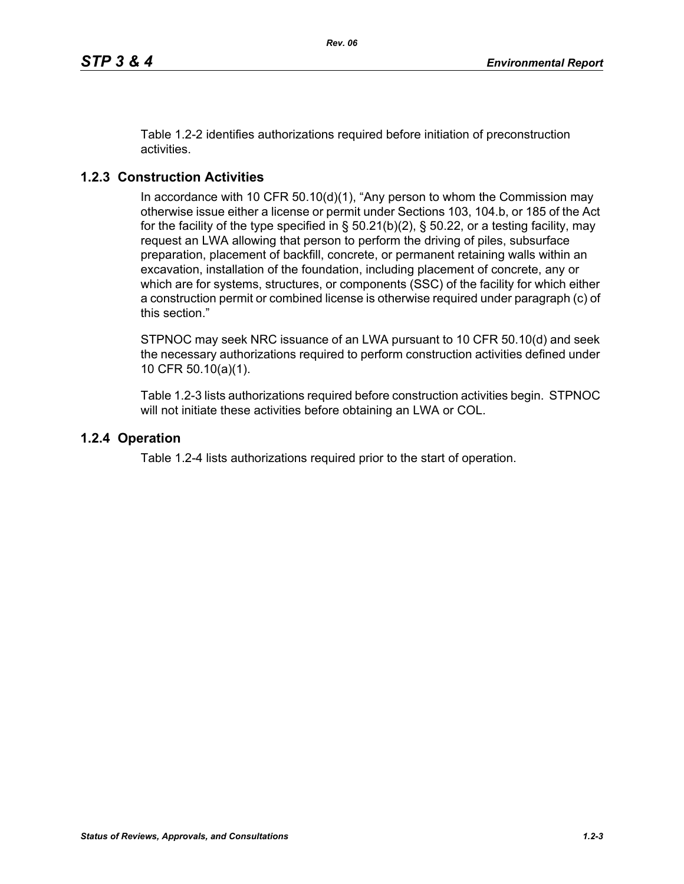Table 1.2-2 identifies authorizations required before initiation of preconstruction activities.

### 1.2.3 Construction Activities

In accordance with 10 CFR 50.10(d)(1), "Any person to whom the Commission may otherwise issue either a license or permit under Sections 103, 104.b, or 185 of the Act for the facility of the type specified in § 50.21(b)(2), § 50.22, or a testing facility, may request an LWA allowing that person to perform the driving of piles, subsurface preparation, placement of backfill, concrete, or permanent retaining walls within an excavation, installation of the foundation, including placement of concrete, any or which are for systems, structures, or components (SSC) of the facility for which either a construction permit or combined license is otherwise required under paragraph (c) of this section."

STPNOC may seek NRC issuance of an LWA pursuant to 10 CFR 50.10(d) and seek the necessary authorizations required to perform construction activities defined under 10 CFR 50.10(a)(1).

Table 1.2-3 lists authorizations required before construction activities begin. STPNOC will not initiate these activities before obtaining an LWA or COL.

### 1.2.4 Operation

Table 1.2-4 lists authorizations required prior to the start of operation.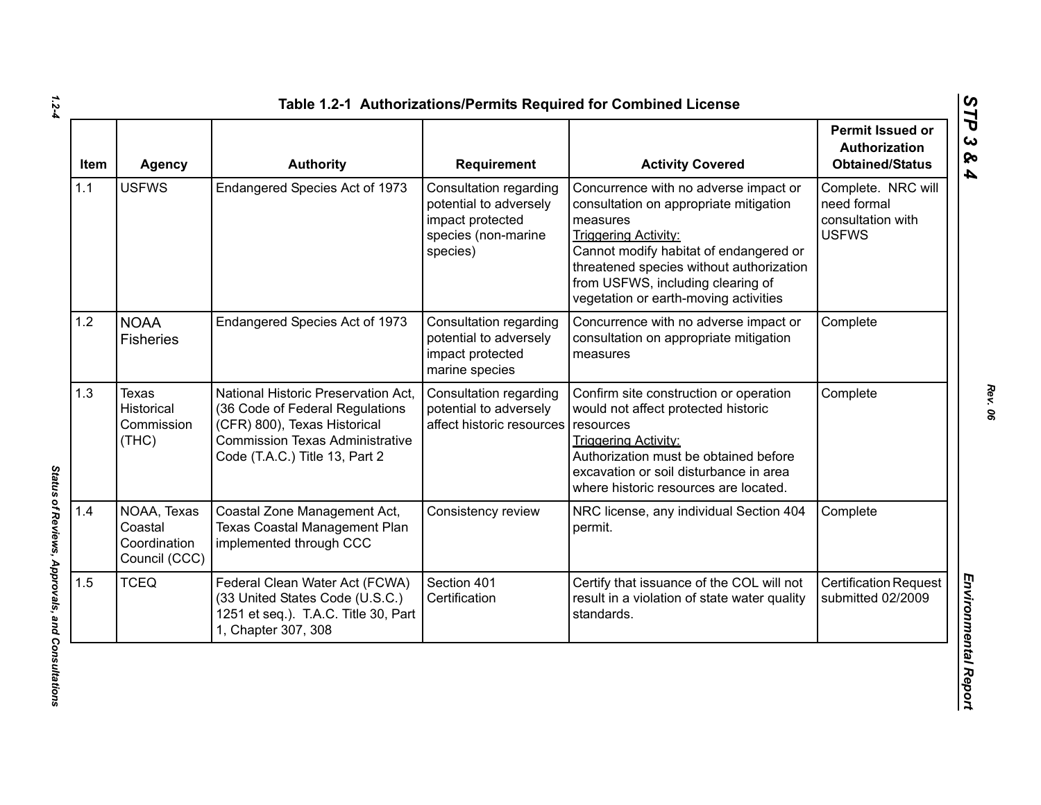## Table 1.2-1 Authorizations/Permits Required for Combined License

| Item | Agency | Authority | Requirement | Activity Covered | Permit Issued or Authorization Obtained/Status |
|---|---|---|---|---|---|
| 1.1 | USFWS | Endangered Species Act of 1973 | Consultation regarding potential to adversely impact protected species (non-marine species) | Concurrence with no adverse impact or consultation on appropriate mitigation measures<br>Triggering Activity:<br>Cannot modify habitat of endangered or threatened species without authorization from USFWS, including clearing of vegetation or earth-moving activities | Complete. NRC will need formal consultation with USFWS |
| 1.2 | NOAA Fisheries | Endangered Species Act of 1973 | Consultation regarding potential to adversely impact protected marine species | Concurrence with no adverse impact or consultation on appropriate mitigation measures | Complete |
| 1.3 | Texas Historical Commission (THC) | National Historic Preservation Act, (36 Code of Federal Regulations (CFR) 800), Texas Historical Commission Texas Administrative Code (T.A.C.) Title 13, Part 2 | Consultation regarding potential to adversely affect historic resources | Confirm site construction or operation would not affect protected historic resources<br>Triggering Activity:<br>Authorization must be obtained before excavation or soil disturbance in area where historic resources are located. | Complete |
| 1.4 | NOAA, Texas Coastal Coordination Council (CCC) | Coastal Zone Management Act, Texas Coastal Management Plan implemented through CCC | Consistency review | NRC license, any individual Section 404 permit. | Complete |
| 1.5 | TCEQ | Federal Clean Water Act (FCWA) (33 United States Code (U.S.C.) 1251 et seq.). T.A.C. Title 30, Part 1, Chapter 307, 308 | Section 401 Certification | Certify that issuance of the COL will not result in a violation of state water quality standards. | Certification Request submitted 02/2009 |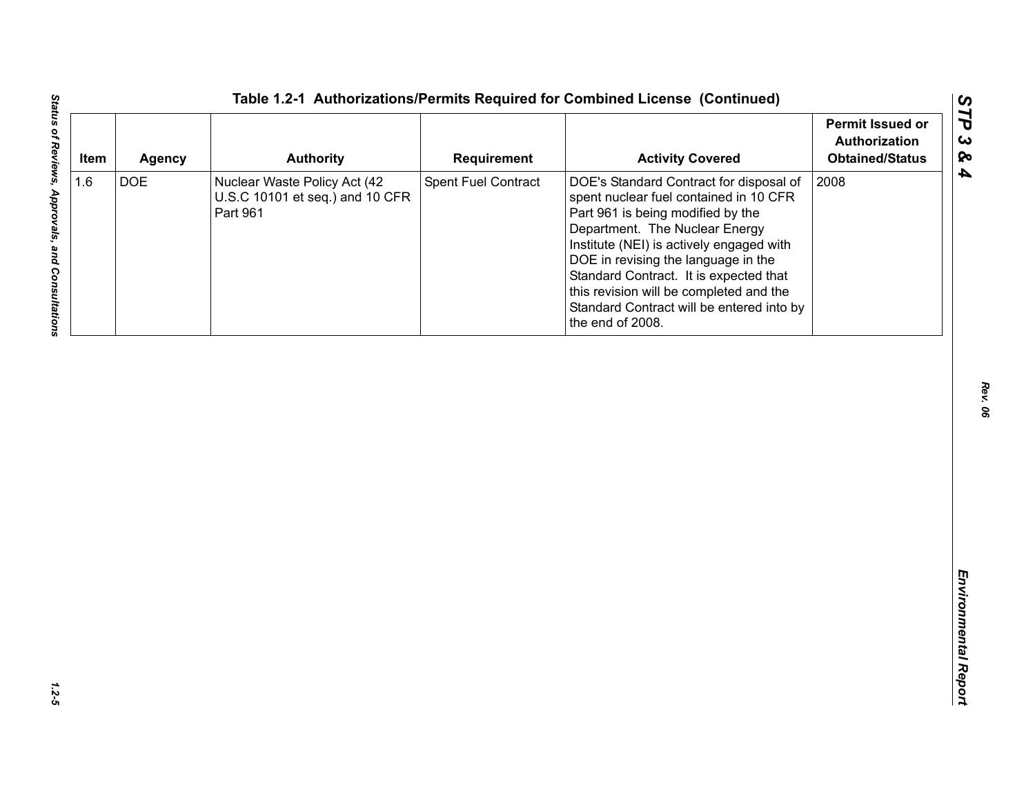**Table 1.2-1 Authorizations/Permits Required for Combined License (Continued)**

| Item | Agency | Authority | Requirement | Activity Covered | Permit Issued or Authorization Obtained/Status |
|---|---|---|---|---|---|
| 1.6 | DOE | Nuclear Waste Policy Act (42 U.S.C 10101 et seq.) and 10 CFR Part 961 | Spent Fuel Contract | DOE's Standard Contract for disposal of spent nuclear fuel contained in 10 CFR Part 961 is being modified by the Department. The Nuclear Energy Institute (NEI) is actively engaged with DOE in revising the language in the Standard Contract. It is expected that this revision will be completed and the Standard Contract will be entered into by the end of 2008. | 2008 |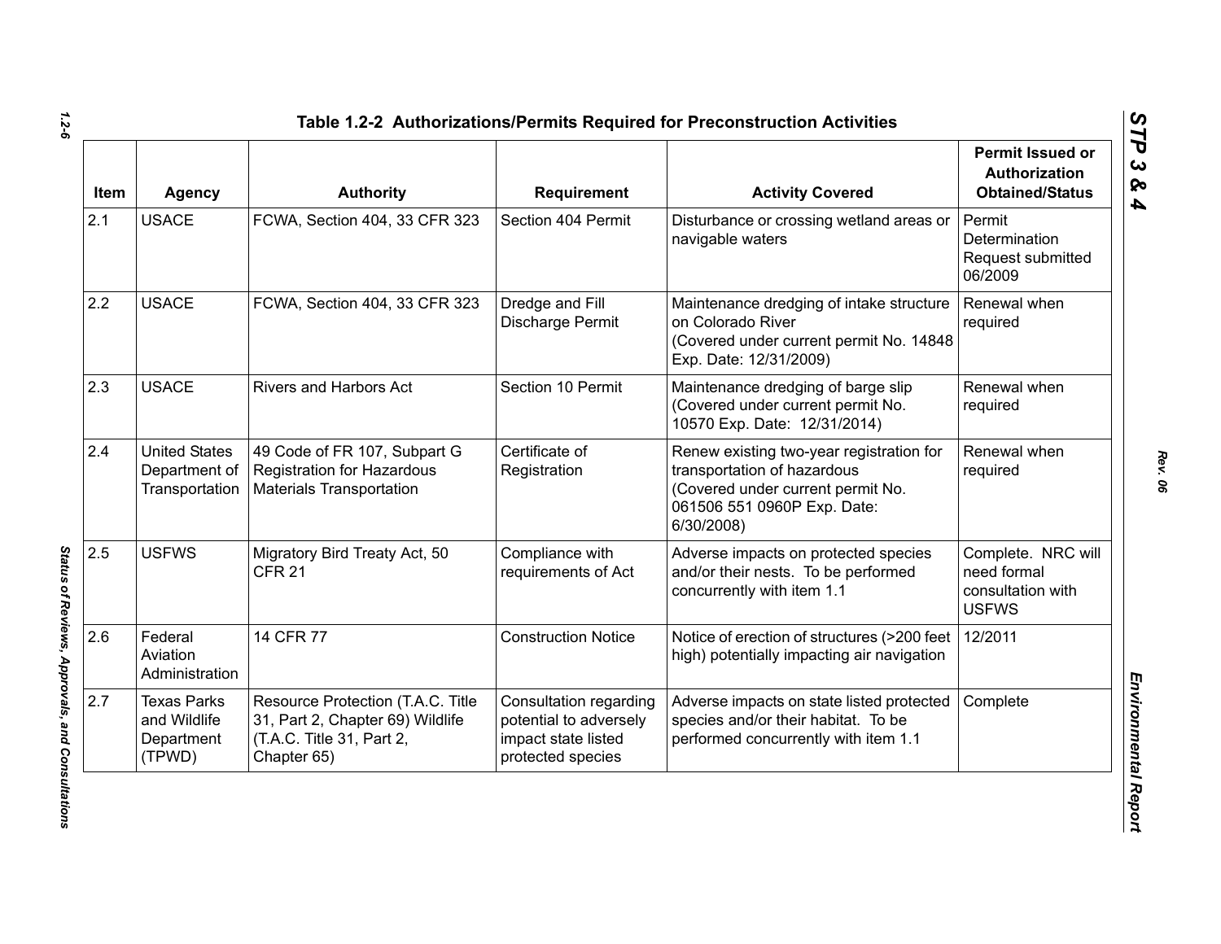## Table 1.2-2 Authorizations/Permits Required for Preconstruction Activities

| Item | Agency | Authority | Requirement | Activity Covered | Permit Issued or Authorization Obtained/Status |
|---|---|---|---|---|---|
| 2.1 | USACE | FCWA, Section 404, 33 CFR 323 | Section 404 Permit | Disturbance or crossing wetland areas or navigable waters | Permit Determination Request submitted 06/2009 |
| 2.2 | USACE | FCWA, Section 404, 33 CFR 323 | Dredge and Fill Discharge Permit | Maintenance dredging of intake structure on Colorado River (Covered under current permit No. 14848 Exp. Date: 12/31/2009) | Renewal when required |
| 2.3 | USACE | Rivers and Harbors Act | Section 10 Permit | Maintenance dredging of barge slip (Covered under current permit No. 10570 Exp. Date: 12/31/2014) | Renewal when required |
| 2.4 | United States Department of Transportation | 49 Code of FR 107, Subpart G Registration for Hazardous Materials Transportation | Certificate of Registration | Renew existing two-year registration for transportation of hazardous (Covered under current permit No. 061506 551 0960P Exp. Date: 6/30/2008) | Renewal when required |
| 2.5 | USFWS | Migratory Bird Treaty Act, 50 CFR 21 | Compliance with requirements of Act | Adverse impacts on protected species and/or their nests. To be performed concurrently with item 1.1 | Complete. NRC will need formal consultation with USFWS |
| 2.6 | Federal Aviation Administration | 14 CFR 77 | Construction Notice | Notice of erection of structures (>200 feet high) potentially impacting air navigation | 12/2011 |
| 2.7 | Texas Parks and Wildlife Department (TPWD) | Resource Protection (T.A.C. Title 31, Part 2, Chapter 69) Wildlife (T.A.C. Title 31, Part 2, Chapter 65) | Consultation regarding potential to adversely impact state listed protected species | Adverse impacts on state listed protected species and/or their habitat. To be performed concurrently with item 1.1 | Complete |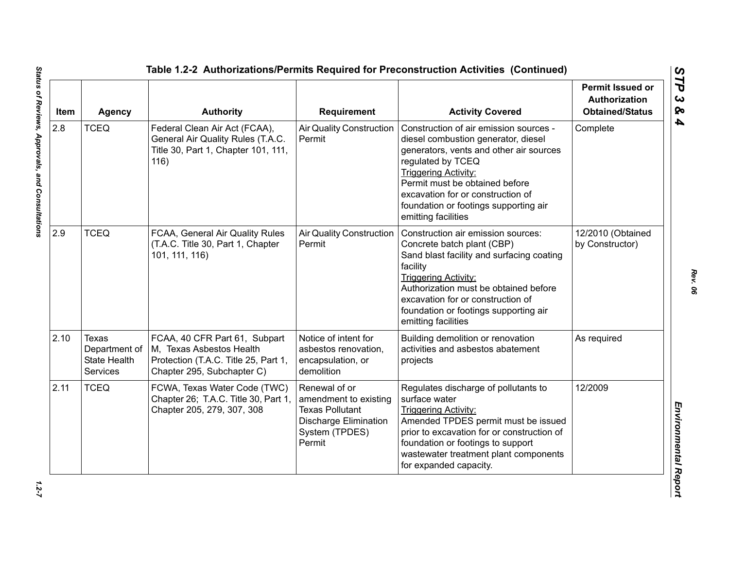**Table 1.2-2 Authorizations/Permits Required for Preconstruction Activities (Continued)**

| Item | Agency | Authority | Requirement | Activity Covered | Permit Issued or Authorization Obtained/Status |
|---|---|---|---|---|---|
| 2.8 | TCEQ | Federal Clean Air Act (FCAA), General Air Quality Rules (T.A.C. Title 30, Part 1, Chapter 101, 111, 116) | Air Quality Construction Permit | Construction of air emission sources - diesel combustion generator, diesel generators, vents and other air sources regulated by TCEQ <br> Triggering Activity: <br> Permit must be obtained before excavation for or construction of foundation or footings supporting air emitting facilities | Complete |
| 2.9 | TCEQ | FCAA, General Air Quality Rules (T.A.C. Title 30, Part 1, Chapter 101, 111, 116) | Air Quality Construction Permit | Construction air emission sources: Concrete batch plant (CBP) <br> Sand blast facility and surfacing coating facility <br> Triggering Activity: <br> Authorization must be obtained before excavation for or construction of foundation or footings supporting air emitting facilities | 12/2010 (Obtained by Constructor) |
| 2.10 | Texas Department of State Health Services | FCAA, 40 CFR Part 61, Subpart M, Texas Asbestos Health Protection (T.A.C. Title 25, Part 1, Chapter 295, Subchapter C) | Notice of intent for asbestos renovation, encapsulation, or demolition | Building demolition or renovation activities and asbestos abatement projects | As required |
| 2.11 | TCEQ | FCWA, Texas Water Code (TWC) Chapter 26; T.A.C. Title 30, Part 1, Chapter 205, 279, 307, 308 | Renewal of or amendment to existing Texas Pollutant Discharge Elimination System (TPDES) Permit | Regulates discharge of pollutants to surface water <br> Triggering Activity: <br> Amended TPDES permit must be issued prior to excavation for or construction of foundation or footings to support wastewater treatment plant components for expanded capacity. | 12/2009 |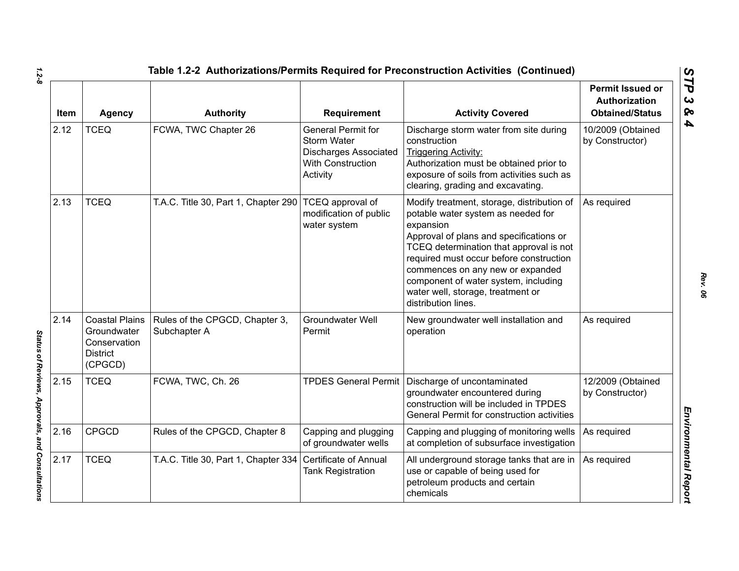**Table 1.2-2 Authorizations/Permits Required for Preconstruction Activities (Continued)**

| Item | Agency | Authority | Requirement | Activity Covered | Permit Issued or Authorization Obtained/Status |
|---|---|---|---|---|---|
| 2.12 | TCEQ | FCWA, TWC Chapter 26 | General Permit for Storm Water Discharges Associated With Construction Activity | Discharge storm water from site during construction<br>Triggering Activity:<br>Authorization must be obtained prior to exposure of soils from activities such as clearing, grading and excavating. | 10/2009 (Obtained by Constructor) |
| 2.13 | TCEQ | T.A.C. Title 30, Part 1, Chapter 290 | TCEQ approval of modification of public water system | Modify treatment, storage, distribution of potable water system as needed for expansion<br>Approval of plans and specifications or TCEQ determination that approval is not required must occur before construction commences on any new or expanded component of water system, including water well, storage, treatment or distribution lines. | As required |
| 2.14 | Coastal Plains Groundwater Conservation District (CPGCD) | Rules of the CPGCD, Chapter 3, Subchapter A | Groundwater Well Permit | New groundwater well installation and operation | As required |
| 2.15 | TCEQ | FCWA, TWC, Ch. 26 | TPDES General Permit | Discharge of uncontaminated groundwater encountered during construction will be included in TPDES General Permit for construction activities | 12/2009 (Obtained by Constructor) |
| 2.16 | CPGCD | Rules of the CPGCD, Chapter 8 | Capping and plugging of groundwater wells | Capping and plugging of monitoring wells at completion of subsurface investigation | As required |
| 2.17 | TCEQ | T.A.C. Title 30, Part 1, Chapter 334 | Certificate of Annual Tank Registration | All underground storage tanks that are in use or capable of being used for petroleum products and certain chemicals | As required |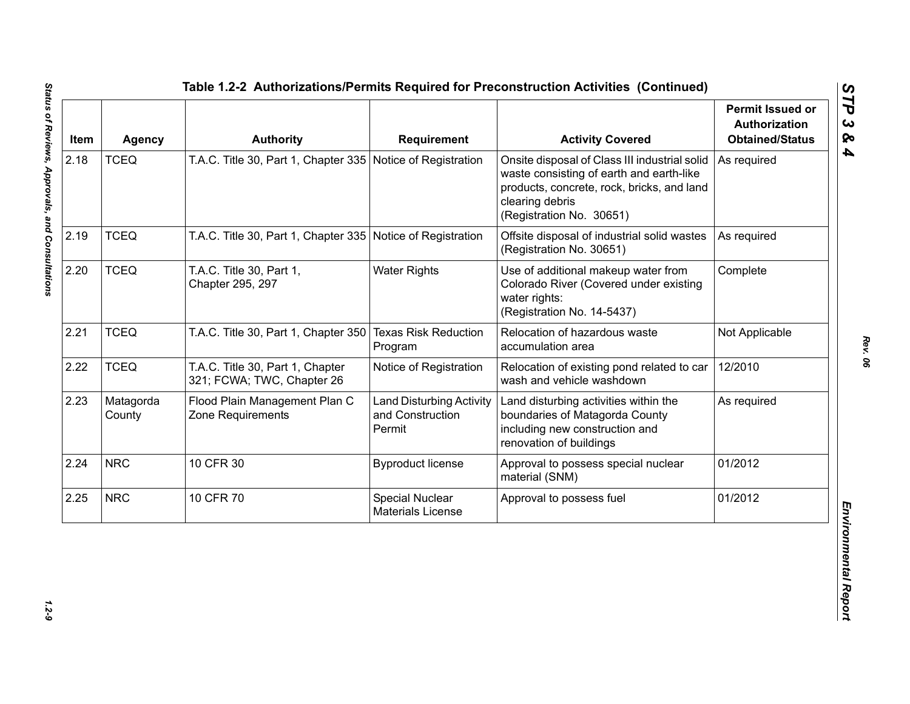## Table 1.2-2 Authorizations/Permits Required for Preconstruction Activities (Continued)

| Item | Agency | Authority | Requirement | Activity Covered | Permit Issued or Authorization Obtained/Status |
|---|---|---|---|---|---|
| 2.18 | TCEQ | T.A.C. Title 30, Part 1, Chapter 335 | Notice of Registration | Onsite disposal of Class III industrial solid waste consisting of earth and earth-like products, concrete, rock, bricks, and land clearing debris (Registration No. 30651) | As required |
| 2.19 | TCEQ | T.A.C. Title 30, Part 1, Chapter 335 | Notice of Registration | Offsite disposal of industrial solid wastes (Registration No. 30651) | As required |
| 2.20 | TCEQ | T.A.C. Title 30, Part 1, Chapter 295, 297 | Water Rights | Use of additional makeup water from Colorado River (Covered under existing water rights: (Registration No. 14-5437) | Complete |
| 2.21 | TCEQ | T.A.C. Title 30, Part 1, Chapter 350 | Texas Risk Reduction Program | Relocation of hazardous waste accumulation area | Not Applicable |
| 2.22 | TCEQ | T.A.C. Title 30, Part 1, Chapter 321; FCWA; TWC, Chapter 26 | Notice of Registration | Relocation of existing pond related to car wash and vehicle washdown | 12/2010 |
| 2.23 | Matagorda County | Flood Plain Management Plan C Zone Requirements | Land Disturbing Activity and Construction Permit | Land disturbing activities within the boundaries of Matagorda County including new construction and renovation of buildings | As required |
| 2.24 | NRC | 10 CFR 30 | Byproduct license | Approval to possess special nuclear material (SNM) | 01/2012 |
| 2.25 | NRC | 10 CFR 70 | Special Nuclear Materials License | Approval to possess fuel | 01/2012 |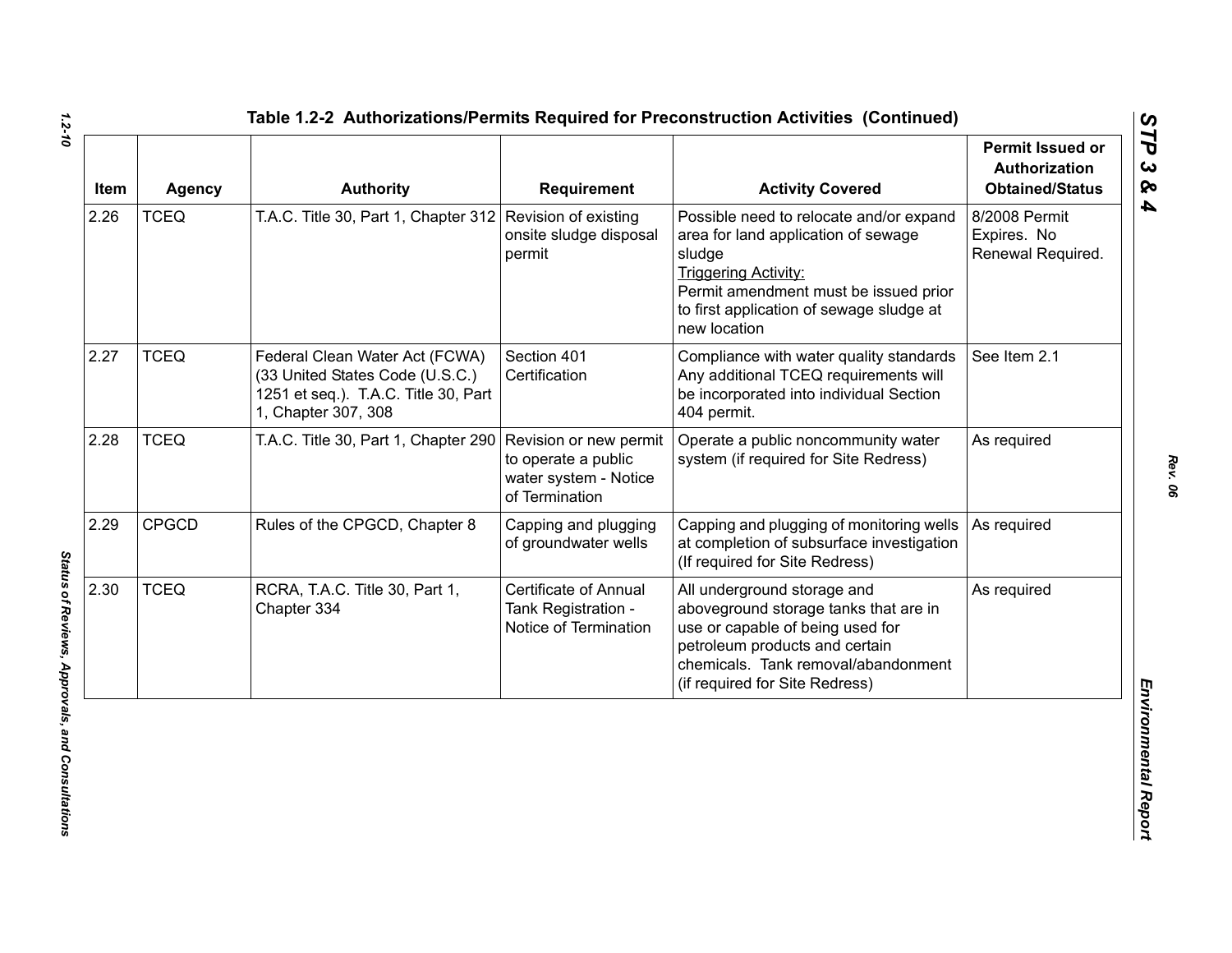## Table 1.2-2 Authorizations/Permits Required for Preconstruction Activities (Continued)

| Item | Agency | Authority | Requirement | Activity Covered | Permit Issued or Authorization Obtained/Status |
|---|---|---|---|---|---|
| 2.26 | TCEQ | T.A.C. Title 30, Part 1, Chapter 312 | Revision of existing onsite sludge disposal permit | Possible need to relocate and/or expand area for land application of sewage sludge<br>Triggering Activity:<br>Permit amendment must be issued prior to first application of sewage sludge at new location | 8/2008 Permit Expires. No Renewal Required. |
| 2.27 | TCEQ | Federal Clean Water Act (FCWA) (33 United States Code (U.S.C.) 1251 et seq.). T.A.C. Title 30, Part 1, Chapter 307, 308 | Section 401 Certification | Compliance with water quality standards Any additional TCEQ requirements will be incorporated into individual Section 404 permit. | See Item 2.1 |
| 2.28 | TCEQ | T.A.C. Title 30, Part 1, Chapter 290 | Revision or new permit to operate a public water system - Notice of Termination | Operate a public noncommunity water system (if required for Site Redress) | As required |
| 2.29 | CPGCD | Rules of the CPGCD, Chapter 8 | Capping and plugging of groundwater wells | Capping and plugging of monitoring wells at completion of subsurface investigation (If required for Site Redress) | As required |
| 2.30 | TCEQ | RCRA, T.A.C. Title 30, Part 1, Chapter 334 | Certificate of Annual Tank Registration - Notice of Termination | All underground storage and aboveground storage tanks that are in use or capable of being used for petroleum products and certain chemicals. Tank removal/abandonment (if required for Site Redress) | As required |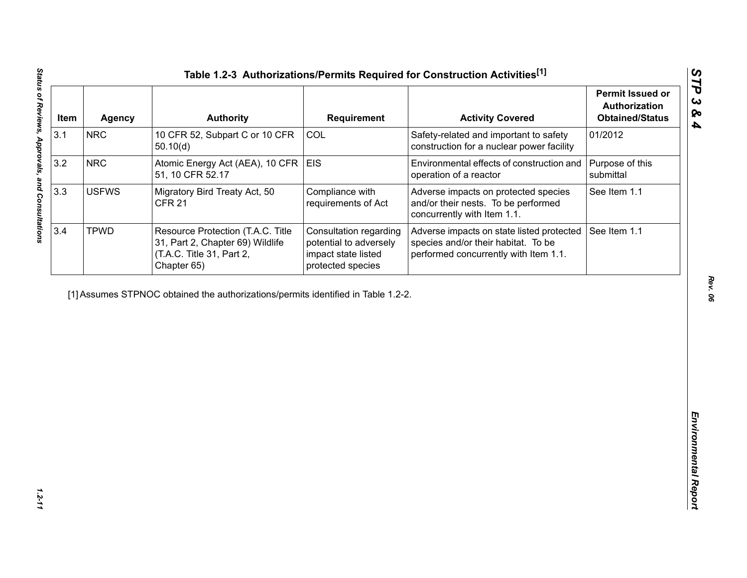# Table 1.2-3 Authorizations/Permits Required for Construction Activities[1]

| Item | Agency | Authority | Requirement | Activity Covered | Permit Issued or Authorization Obtained/Status |
|---|---|---|---|---|---|
| 3.1 | NRC | 10 CFR 52, Subpart C or 10 CFR 50.10(d) | COL | Safety-related and important to safety construction for a nuclear power facility | 01/2012 |
| 3.2 | NRC | Atomic Energy Act (AEA), 10 CFR 51, 10 CFR 52.17 | EIS | Environmental effects of construction and operation of a reactor | Purpose of this submittal |
| 3.3 | USFWS | Migratory Bird Treaty Act, 50 CFR 21 | Compliance with requirements of Act | Adverse impacts on protected species and/or their nests. To be performed concurrently with Item 1.1. | See Item 1.1 |
| 3.4 | TPWD | Resource Protection (T.A.C. Title 31, Part 2, Chapter 69) Wildlife (T.A.C. Title 31, Part 2, Chapter 65) | Consultation regarding potential to adversely impact state listed protected species | Adverse impacts on state listed protected species and/or their habitat. To be performed concurrently with Item 1.1. | See Item 1.1 |

[1] Assumes STPNOC obtained the authorizations/permits identified in Table 1.2-2.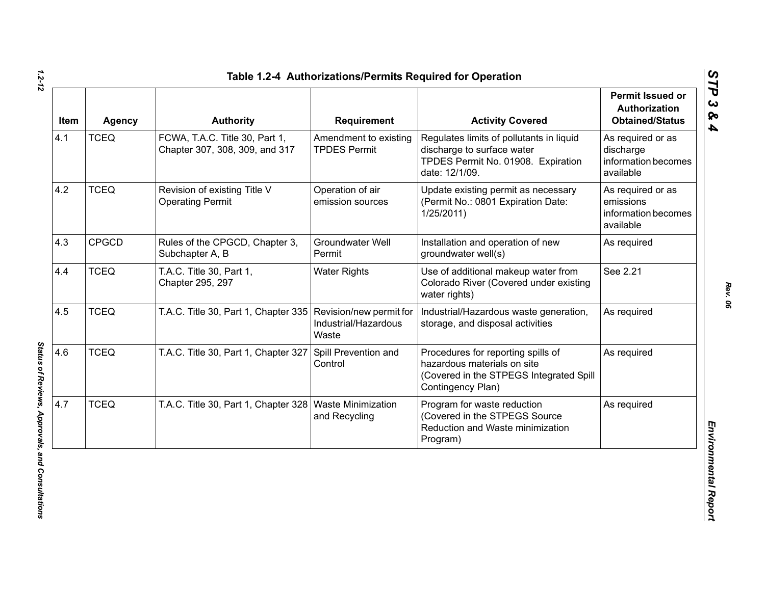## Table 1.2-4 Authorizations/Permits Required for Operation

| Item | Agency | Authority | Requirement | Activity Covered | Permit Issued or Authorization Obtained/Status |
|---|---|---|---|---|---|
| 4.1 | TCEQ | FCWA, T.A.C. Title 30, Part 1, Chapter 307, 308, 309, and 317 | Amendment to existing TPDES Permit | Regulates limits of pollutants in liquid discharge to surface water TPDES Permit No. 01908. Expiration date: 12/1/09. | As required or as discharge information becomes available |
| 4.2 | TCEQ | Revision of existing Title V Operating Permit | Operation of air emission sources | Update existing permit as necessary (Permit No.: 0801 Expiration Date: 1/25/2011) | As required or as emissions information becomes available |
| 4.3 | CPGCD | Rules of the CPGCD, Chapter 3, Subchapter A, B | Groundwater Well Permit | Installation and operation of new groundwater well(s) | As required |
| 4.4 | TCEQ | T.A.C. Title 30, Part 1, Chapter 295, 297 | Water Rights | Use of additional makeup water from Colorado River (Covered under existing water rights) | See 2.21 |
| 4.5 | TCEQ | T.A.C. Title 30, Part 1, Chapter 335 | Revision/new permit for Industrial/Hazardous Waste | Industrial/Hazardous waste generation, storage, and disposal activities | As required |
| 4.6 | TCEQ | T.A.C. Title 30, Part 1, Chapter 327 | Spill Prevention and Control | Procedures for reporting spills of hazardous materials on site (Covered in the STPEGS Integrated Spill Contingency Plan) | As required |
| 4.7 | TCEQ | T.A.C. Title 30, Part 1, Chapter 328 | Waste Minimization and Recycling | Program for waste reduction (Covered in the STPEGS Source Reduction and Waste minimization Program) | As required |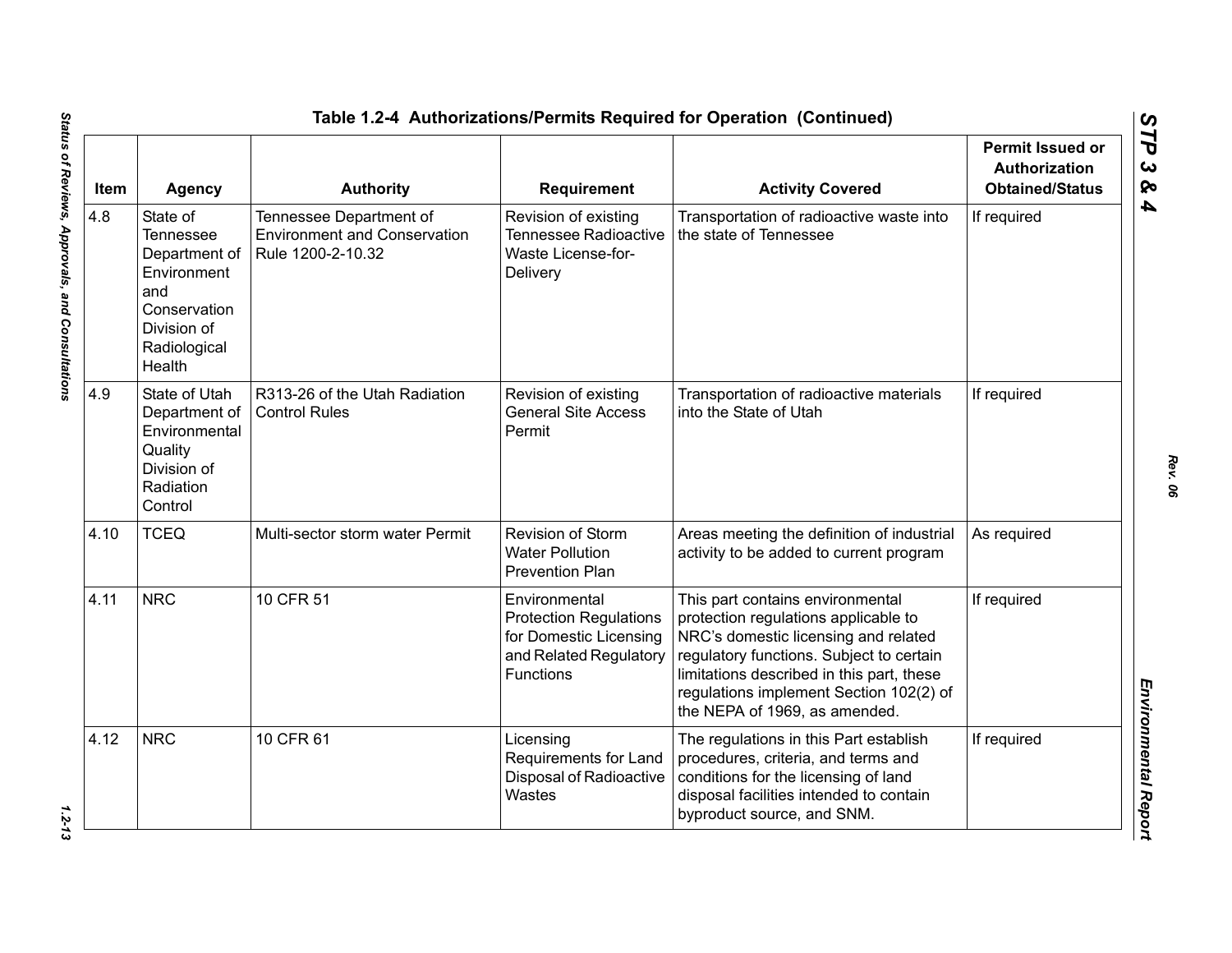## Table 1.2-4 Authorizations/Permits Required for Operation (Continued)

| Item | Agency | Authority | Requirement | Activity Covered | Permit Issued or Authorization Obtained/Status |
|---|---|---|---|---|---|
| 4.8 | State of Tennessee Department of Environment and Conservation Division of Radiological Health | Tennessee Department of Environment and Conservation Rule 1200-2-10.32 | Revision of existing Tennessee Radioactive Waste License-for-Delivery | Transportation of radioactive waste into the state of Tennessee | If required |
| 4.9 | State of Utah Department of Environmental Quality Division of Radiation Control | R313-26 of the Utah Radiation Control Rules | Revision of existing General Site Access Permit | Transportation of radioactive materials into the State of Utah | If required |
| 4.10 | TCEQ | Multi-sector storm water Permit | Revision of Storm Water Pollution Prevention Plan | Areas meeting the definition of industrial activity to be added to current program | As required |
| 4.11 | NRC | 10 CFR 51 | Environmental Protection Regulations for Domestic Licensing and Related Regulatory Functions | This part contains environmental protection regulations applicable to NRC's domestic licensing and related regulatory functions. Subject to certain limitations described in this part, these regulations implement Section 102(2) of the NEPA of 1969, as amended. | If required |
| 4.12 | NRC | 10 CFR 61 | Licensing Requirements for Land Disposal of Radioactive Wastes | The regulations in this Part establish procedures, criteria, and terms and conditions for the licensing of land disposal facilities intended to contain byproduct source, and SNM. | If required |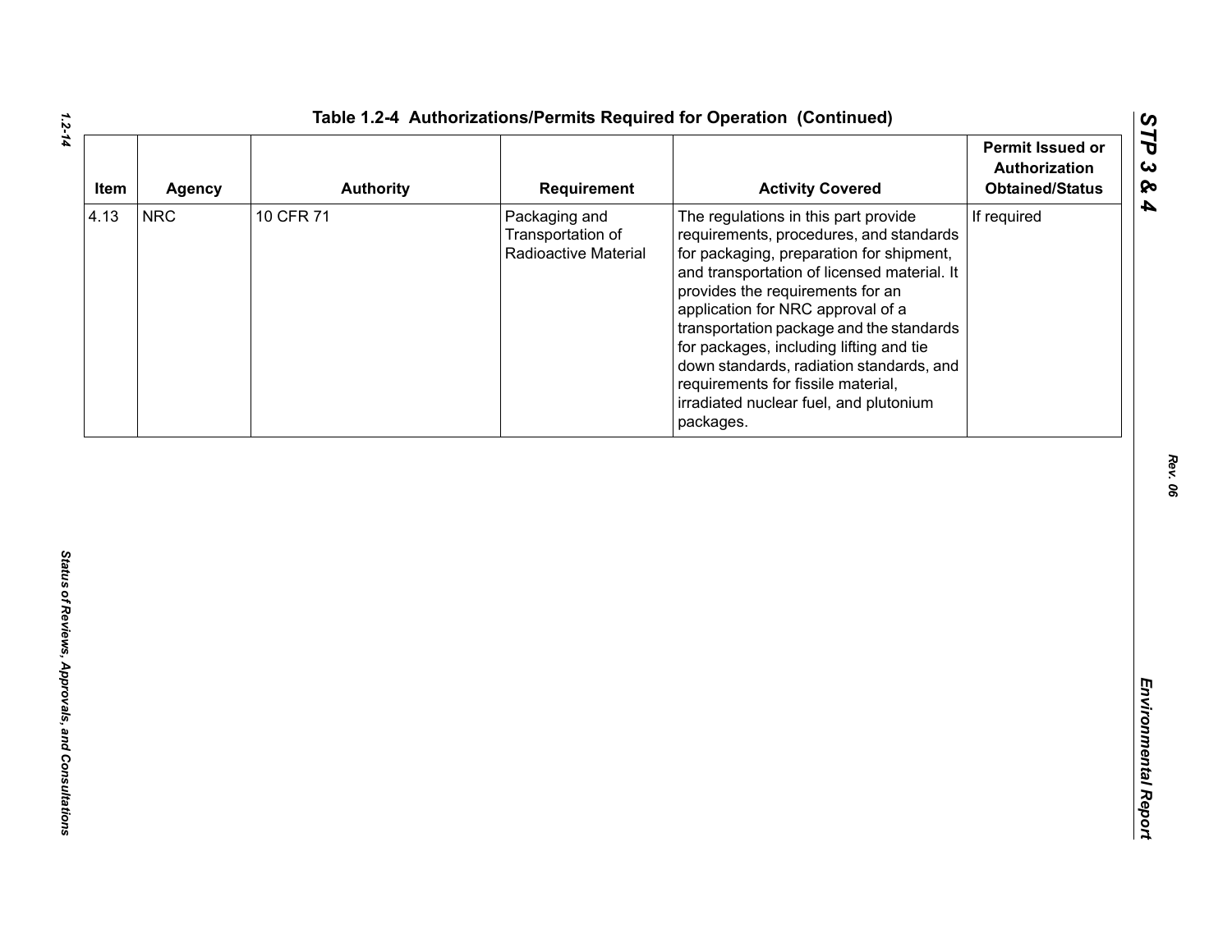**Table 1.2-4 Authorizations/Permits Required for Operation (Continued)**

| Item | Agency | Authority | Requirement | Activity Covered | Permit Issued or Authorization Obtained/Status |
|---|---|---|---|---|---|
| 4.13 | NRC | 10 CFR 71 | Packaging and Transportation of Radioactive Material | The regulations in this part provide requirements, procedures, and standards for packaging, preparation for shipment, and transportation of licensed material. It provides the requirements for an application for NRC approval of a transportation package and the standards for packages, including lifting and tie down standards, radiation standards, and requirements for fissile material, irradiated nuclear fuel, and plutonium packages. | If required |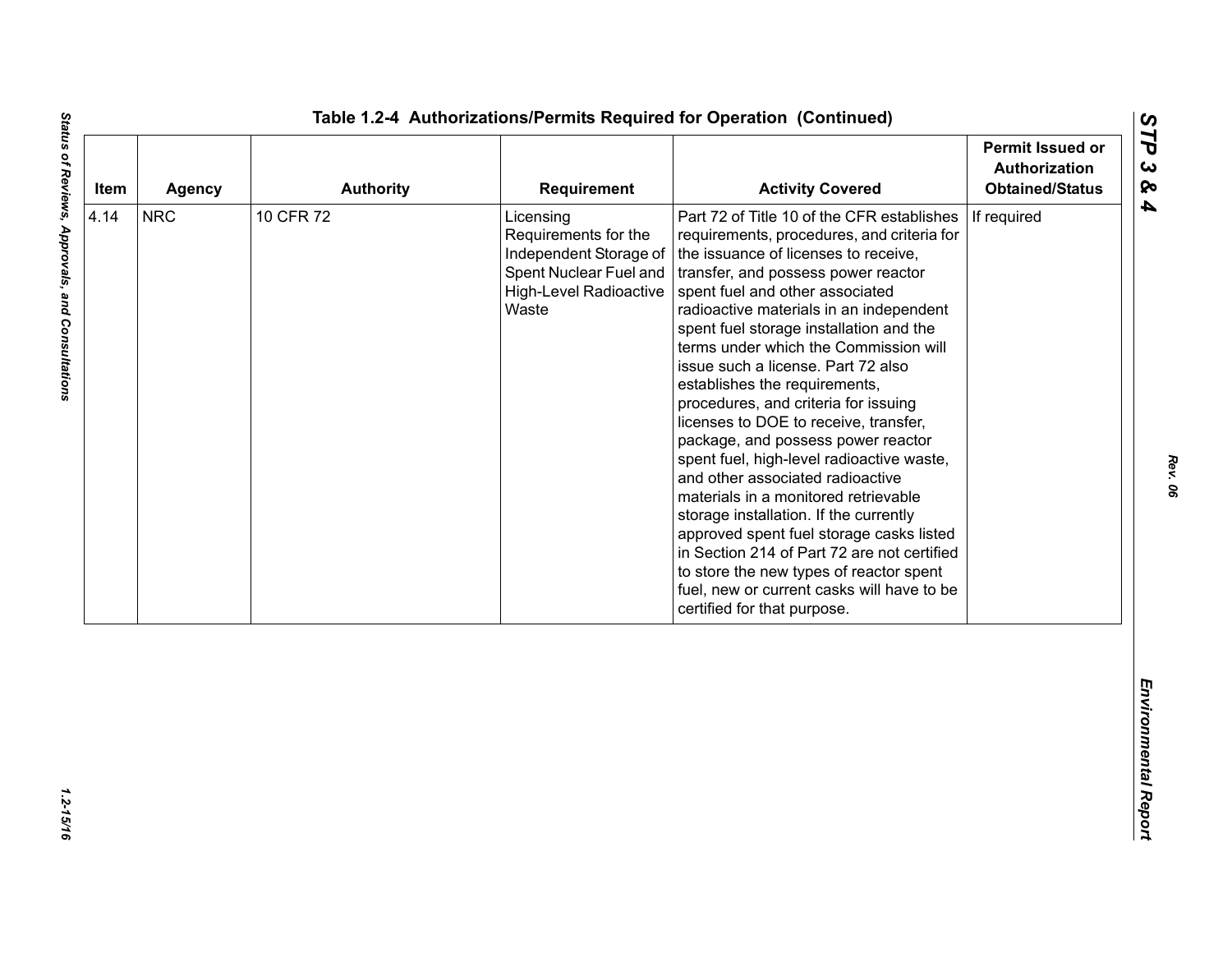## Table 1.2-4 Authorizations/Permits Required for Operation (Continued)

| Item | Agency | Authority | Requirement | Activity Covered | Permit Issued or Authorization Obtained/Status |
|---|---|---|---|---|---|
| 4.14 | NRC | 10 CFR 72 | Licensing Requirements for the Independent Storage of Spent Nuclear Fuel and High-Level Radioactive Waste | Part 72 of Title 10 of the CFR establishes requirements, procedures, and criteria for the issuance of licenses to receive, transfer, and possess power reactor spent fuel and other associated radioactive materials in an independent spent fuel storage installation and the terms under which the Commission will issue such a license. Part 72 also establishes the requirements, procedures, and criteria for issuing licenses to DOE to receive, transfer, package, and possess power reactor spent fuel, high-level radioactive waste, and other associated radioactive materials in a monitored retrievable storage installation. If the currently approved spent fuel storage casks listed in Section 214 of Part 72 are not certified to store the new types of reactor spent fuel, new or current casks will have to be certified for that purpose. | If required |